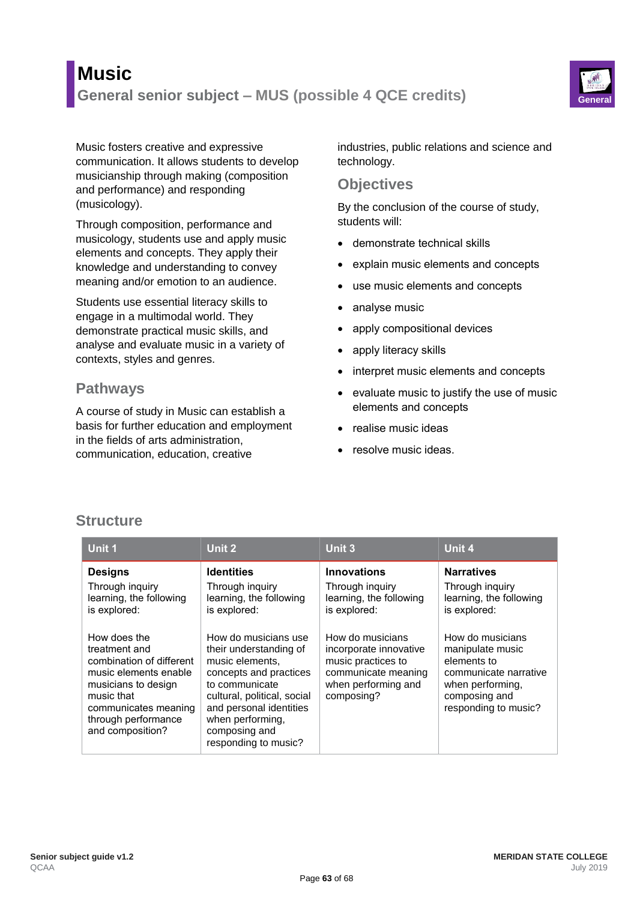# Music

## General senior subject – MUS (possible 4 QCE credits)

General

Music fosters creative and expressive communication. It allows students to develop musicianship through making (composition and performance) and responding (musicology).

Through composition, performance and musicology, students use and apply music elements and concepts. They apply their knowledge and understanding to convey meaning and/or emotion to an audience.

Students use essential literacy skills to engage in a multimodal world. They demonstrate practical music skills, and analyse and evaluate music in a variety of contexts, styles and genres.

### Pathways

A course of study in Music can establish a basis for further education and employment in the fields of arts administration, communication, education, creative industries, public relations and science and technology.

### Objectives

By the conclusion of the course of study, students will:

- demonstrate technical skills
- explain music elements and concepts
- use music elements and concepts
- analyse music
- apply compositional devices
- apply literacy skills
- interpret music elements and concepts
- evaluate music to justify the use of music elements and concepts
- realise music ideas
- resolve music ideas.

### Structure

| Unit 1 | Unit 2 | Unit 3 | Unit 4 |
|---|---|---|---|
| **Designs**<br>Through inquiry learning, the following is explored:<br><br>How does the treatment and combination of different music elements enable musicians to design music that communicates meaning through performance and composition? | **Identities**<br>Through inquiry learning, the following is explored:<br><br>How do musicians use their understanding of music elements, concepts and practices to communicate cultural, political, social and personal identities when performing, composing and responding to music? | **Innovations**<br>Through inquiry learning, the following is explored:<br><br>How do musicians incorporate innovative music practices to communicate meaning when performing and composing? | **Narratives**<br>Through inquiry learning, the following is explored:<br><br>How do musicians manipulate music elements to communicate narrative when performing, composing and responding to music? |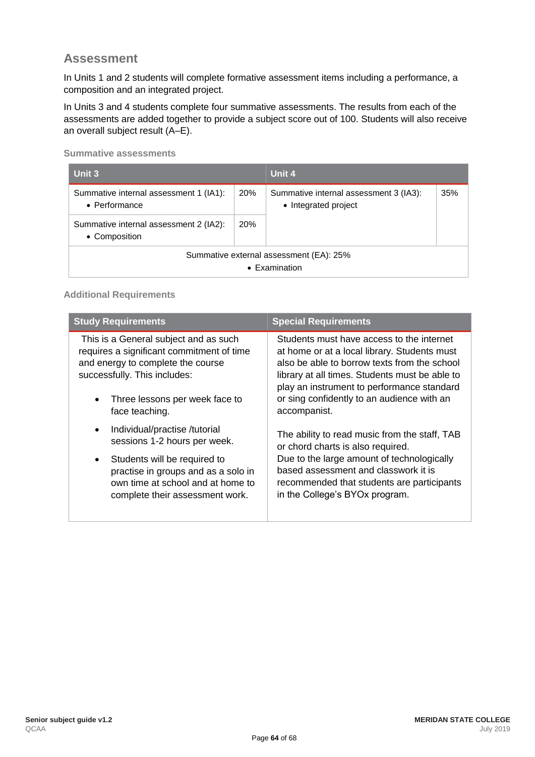## Assessment

In Units 1 and 2 students will complete formative assessment items including a performance, a composition and an integrated project.

In Units 3 and 4 students complete four summative assessments. The results from each of the assessments are added together to provide a subject score out of 100. Students will also receive an overall subject result (A–E).

### Summative assessments

| Unit 3 | | Unit 4 | |
|---|---|---|---|
| Summative internal assessment 1 (IA1): <br>• Performance | 20% | Summative internal assessment 3 (IA3): <br>• Integrated project | 35% |
| Summative internal assessment 2 (IA2): <br>• Composition | 20% | | |
| Summative external assessment (EA): 25% <br>• Examination | | | |

### Additional Requirements

| Study Requirements | Special Requirements |
|---|---|
| This is a General subject and as such requires a significant commitment of time and energy to complete the course successfully. This includes: <br>• Three lessons per week face to face teaching. <br>• Individual/practise /tutorial sessions 1-2 hours per week. <br>• Students will be required to practise in groups and as a solo in own time at school and at home to complete their assessment work. | Students must have access to the internet at home or at a local library. Students must also be able to borrow texts from the school library at all times. Students must be able to play an instrument to performance standard or sing confidently to an audience with an accompanist. <br><br>The ability to read music from the staff, TAB or chord charts is also required. <br>Due to the large amount of technologically based assessment and classwork it is recommended that students are participants in the College's BYOx program. |